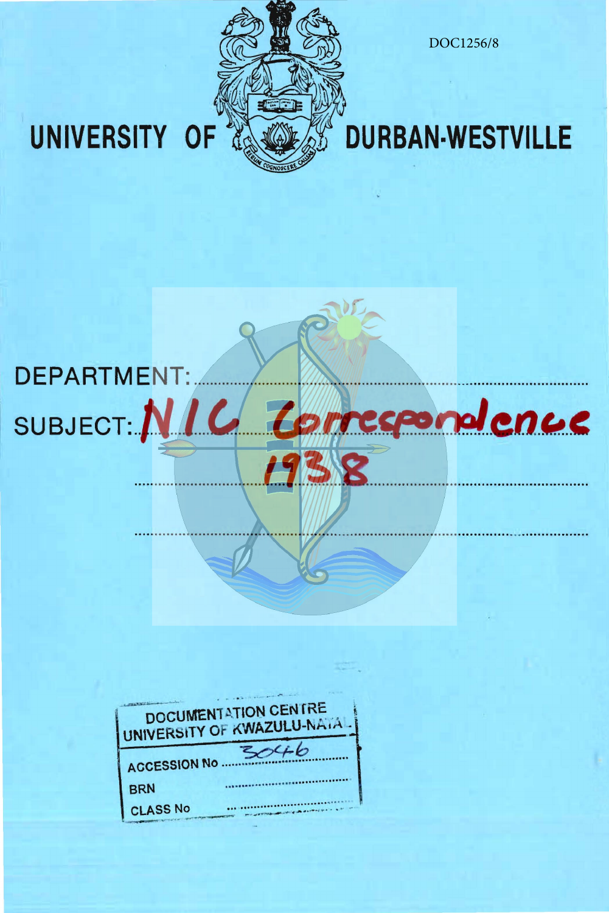DOC1256/8

# UNIVERSITY OF DURBAN-WESTVILLE

DEPARTMENT:

SUBJECT: NIC Correspondence 1938

DOCUMENTATION CENTRE
UNIVERSITY OF KWAZULU-NATAL

ACCESSION No 3046

BRN

CLASS No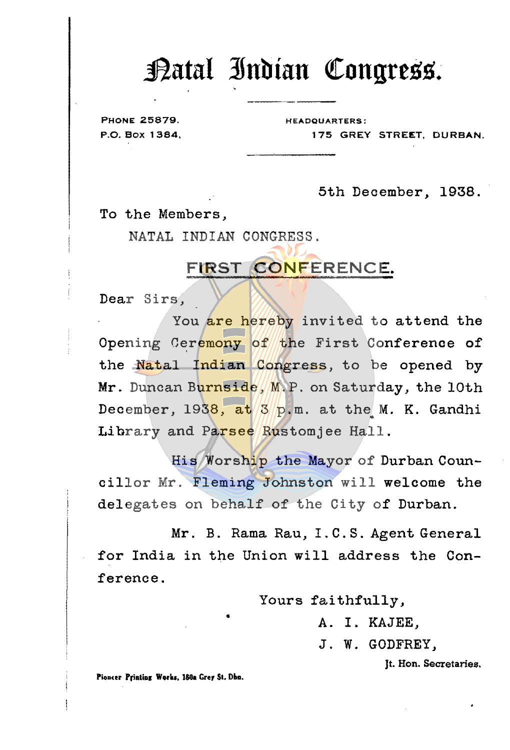# Natal Indian Congress.

PHONE 25879.
P.O. Box 1384,

HEADQUARTERS:
175 GREY STREET, DURBAN.

5th December, 1938.

To the Members,
NATAL INDIAN CONGRESS.

## FIRST CONFERENCE.

Dear Sirs,

You are hereby invited to attend the Opening Ceremony of the First Conference of the Natal Indian Congress, to be opened by Mr. Duncan Burnside, M.P. on Saturday, the 10th December, 1938, at 3 p.m. at the M. K. Gandhi Library and Parsee Rustomjee Hall.

His Worship the Mayor of Durban Councillor Mr. Fleming Johnston will welcome the delegates on behalf of the City of Durban.

Mr. B. Rama Rau, I.C.S. Agent General for India in the Union will address the Conference.

Yours faithfully,

A. I. KAJEE,
J. W. GODFREY,
Jt. Hon. Secretaries.

Pioneer Printing Works, 180a Grey St. Dbn.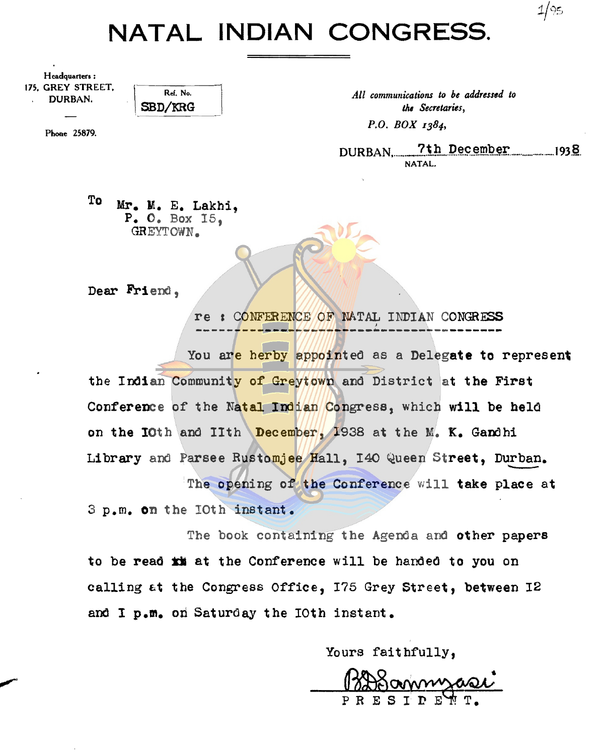# NATAL INDIAN CONGRESS.

Headquarters :
175, GREY STREET,
DURBAN.

Phone 25879.

Ref. No.
SBD/KRG

*All communications to be addressed to the Secretaries,*
*P.O. BOX 1384,*

DURBAN, 7th December 1938
NATAL.

To Mr. M. E. Lakhi,
P. O. Box I5,
GREYTOWN.

Dear Friend,

re : CONFERENCE OF NATAL INDIAN CONGRESS

You are herby appointed as a Delegate to represent the Indian Community of Greytown and District at the First Conference of the Natal Indian Congress, which will be held on the IOth and IIth December, I938 at the M. K. Gandhi Library and Parsee Rustomjee Hall, I40 Queen Street, Durban.

The opening of the Conference will take place at 3 p.m. on the IOth instant.

The book containing the Agenda and other papers to be read at the Conference will be handed to you on calling at the Congress Office, I75 Grey Street, between I2 and I p.m. on Saturday the IOth instant.

Yours faithfully,

B D Sannyasi

PRESIDENT.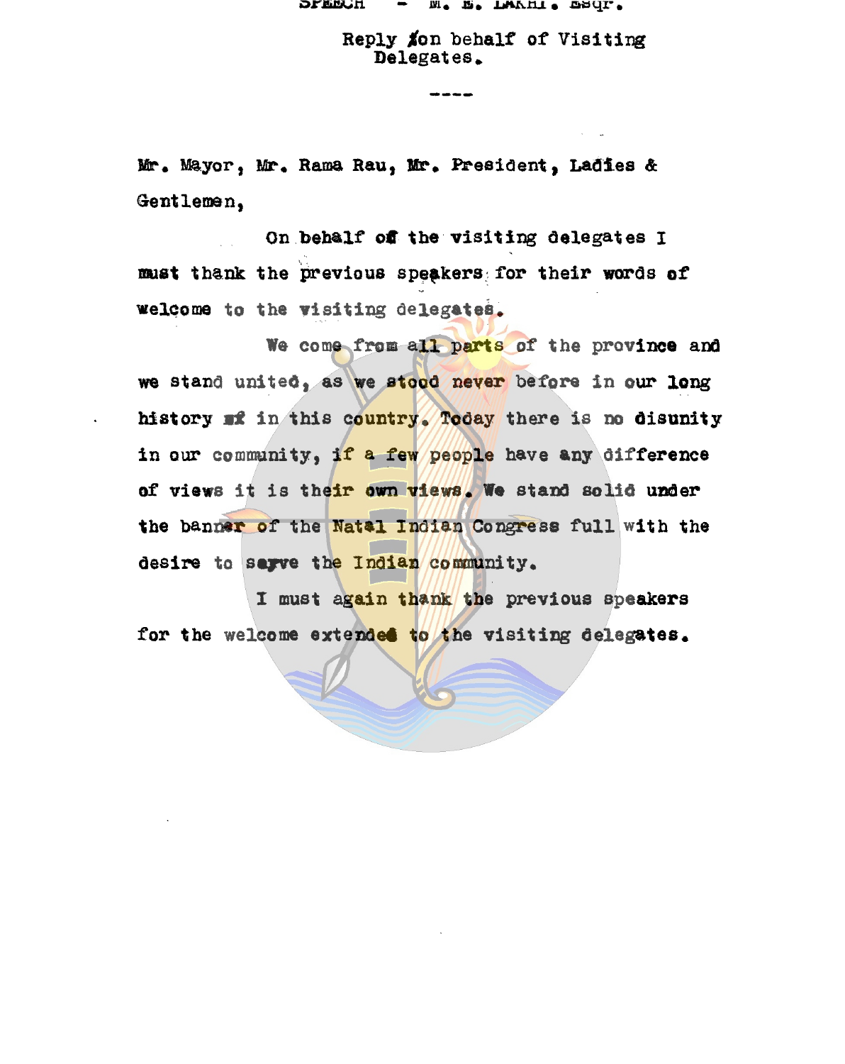SPEECH - M. E. LAKHI. Esqr.

Reply ~~f~~on behalf of Visiting Delegates.

----

Mr. Mayor, Mr. Rama Rau, Mr. President, Ladies & Gentlemen,

On behalf of the visiting delegates I must thank the previous speakers for their words of welcome to the visiting delegates.

We come from all parts of the province and we stand united, as we stood never before in our long history ~~of~~ in this country. Today there is no disunity in our community, if a few people have any difference of views it is their own views. We stand solid under the banner of the Natal Indian Congress full with the desire to serve the Indian community.

I must again thank the previous speakers for the welcome extended to the visiting delegates.